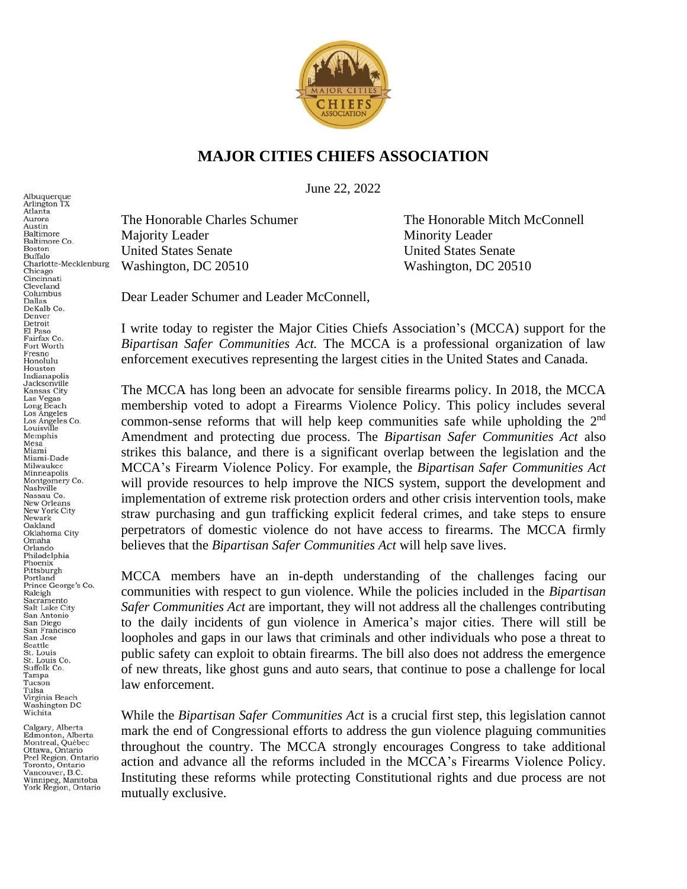# MAJOR CITIES CHIEFS ASSOCIATION

June 22, 2022

Albuquerque
Arlington TX
Atlanta
Aurora
Austin
Baltimore
Baltimore Co.
Boston
Buffalo
Charlotte-Mecklenburg
Chicago
Cincinnati
Cleveland
Columbus
Dallas
DeKalb Co.
Denver
Detroit
El Paso
Fairfax Co.
Fort Worth
Fresno
Honolulu
Houston
Indianapolis
Jacksonville
Kansas City
Las Vegas
Long Beach
Los Angeles
Los Angeles Co.
Louisville
Memphis
Mesa
Miami
Miami-Dade
Milwaukee
Minneapolis
Montgomery Co.
Nashville
Nassau Co.
New Orleans
New York City
Newark
Oakland
Oklahoma City
Omaha
Orlando
Philadelphia
Phoenix
Pittsburgh
Portland
Prince George's Co.
Raleigh
Sacramento
Salt Lake City
San Antonio
San Diego
San Francisco
San Jose
Seattle
St. Louis
St. Louis Co.
Suffolk Co.
Tampa
Tucson
Tulsa
Virginia Beach
Washington DC
Wichita

Calgary, Alberta
Edmonton, Alberta
Montreal, Québec
Ottawa, Ontario
Peel Region, Ontario
Toronto, Ontario
Vancouver, B.C.
Winnipeg, Manitoba
York Region, Ontario

The Honorable Charles Schumer
Majority Leader
United States Senate
Washington, DC 20510

The Honorable Mitch McConnell
Minority Leader
United States Senate
Washington, DC 20510

Dear Leader Schumer and Leader McConnell,

I write today to register the Major Cities Chiefs Association's (MCCA) support for the *Bipartisan Safer Communities Act.* The MCCA is a professional organization of law enforcement executives representing the largest cities in the United States and Canada.

The MCCA has long been an advocate for sensible firearms policy. In 2018, the MCCA membership voted to adopt a Firearms Violence Policy. This policy includes several common-sense reforms that will help keep communities safe while upholding the 2nd Amendment and protecting due process. The *Bipartisan Safer Communities Act* also strikes this balance, and there is a significant overlap between the legislation and the MCCA's Firearm Violence Policy. For example, the *Bipartisan Safer Communities Act* will provide resources to help improve the NICS system, support the development and implementation of extreme risk protection orders and other crisis intervention tools, make straw purchasing and gun trafficking explicit federal crimes, and take steps to ensure perpetrators of domestic violence do not have access to firearms. The MCCA firmly believes that the *Bipartisan Safer Communities Act* will help save lives.

MCCA members have an in-depth understanding of the challenges facing our communities with respect to gun violence. While the policies included in the *Bipartisan Safer Communities Act* are important, they will not address all the challenges contributing to the daily incidents of gun violence in America's major cities. There will still be loopholes and gaps in our laws that criminals and other individuals who pose a threat to public safety can exploit to obtain firearms. The bill also does not address the emergence of new threats, like ghost guns and auto sears, that continue to pose a challenge for local law enforcement.

While the *Bipartisan Safer Communities Act* is a crucial first step, this legislation cannot mark the end of Congressional efforts to address the gun violence plaguing communities throughout the country. The MCCA strongly encourages Congress to take additional action and advance all the reforms included in the MCCA's Firearms Violence Policy. Instituting these reforms while protecting Constitutional rights and due process are not mutually exclusive.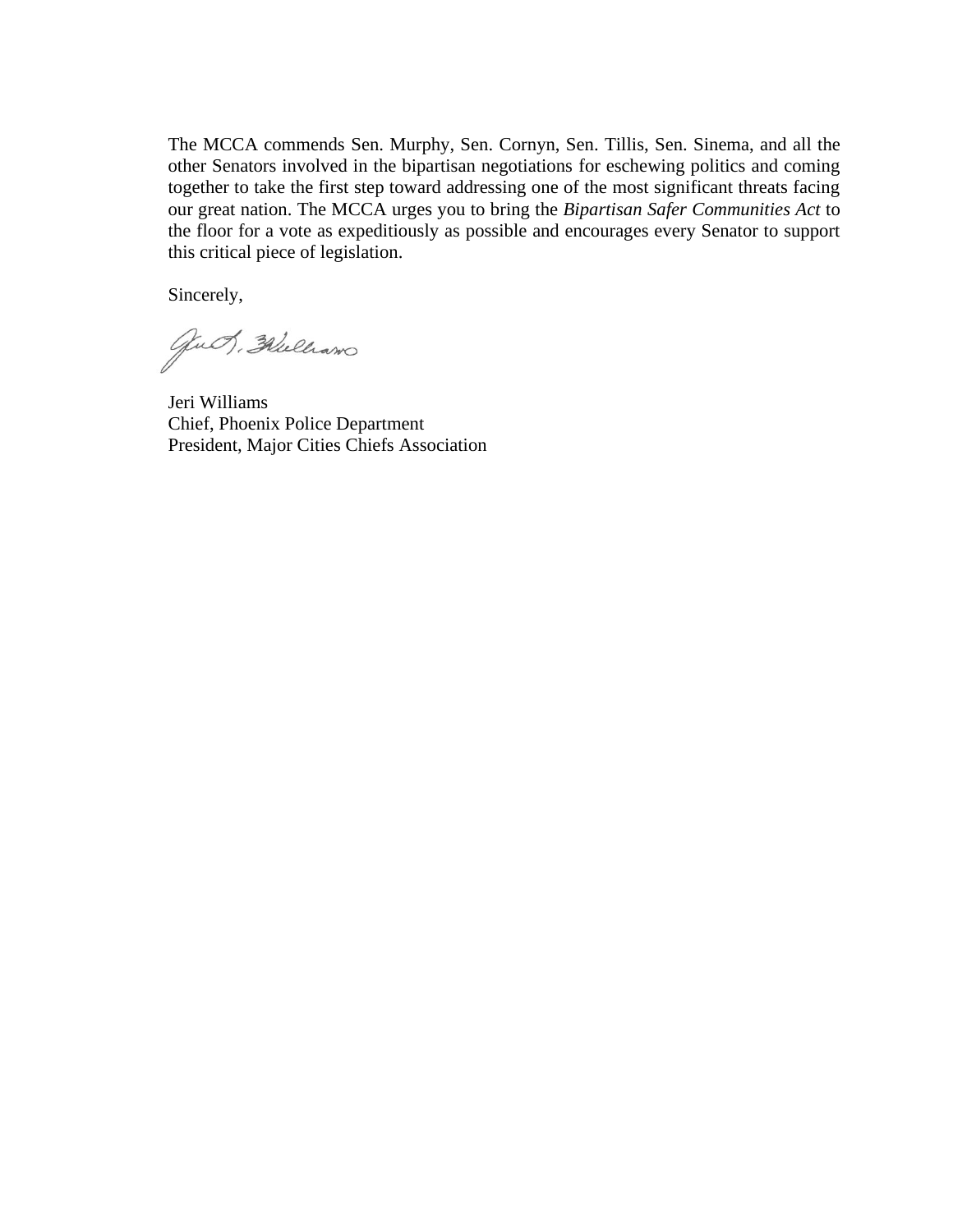The MCCA commends Sen. Murphy, Sen. Cornyn, Sen. Tillis, Sen. Sinema, and all the other Senators involved in the bipartisan negotiations for eschewing politics and coming together to take the first step toward addressing one of the most significant threats facing our great nation. The MCCA urges you to bring the *Bipartisan Safer Communities Act* to the floor for a vote as expeditiously as possible and encourages every Senator to support this critical piece of legislation.

Sincerely,

Jeri Williams  
Chief, Phoenix Police Department  
President, Major Cities Chiefs Association